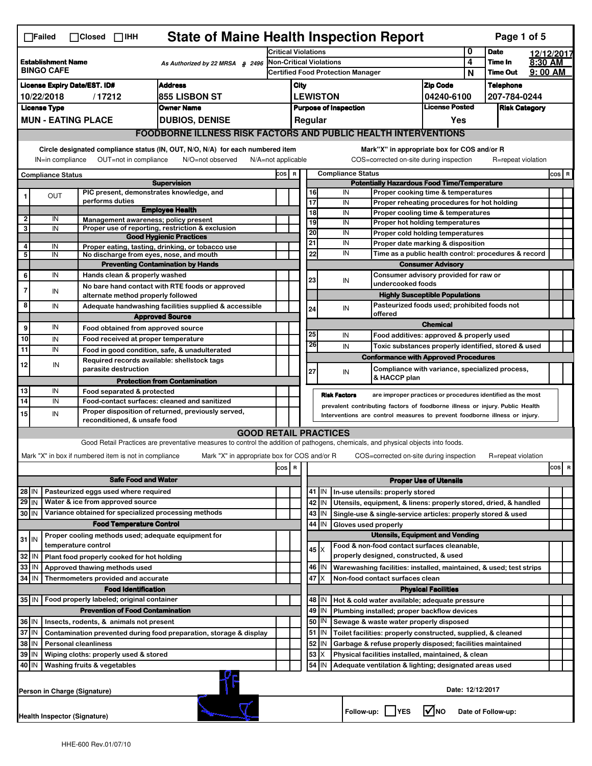☐Failed ☐Closed ☐IHH

# State of Maine Health Inspection Report

| Establishment Name | As Authorized by 22 MRSA § 2496 | Critical Violations | 0 | Date | 12/12/2017 |
|---|---|---|---|---|---|
| BINGO CAFE | | Non-Critical Violations | 4 | Time In | 8:30 AM |
| | | Certified Food Protection Manager | N | Time Out | 9:00 AM |

| License Expiry Date/EST. ID# | Address | City | Zip Code | Telephone |
|---|---|---|---|---|
| 10/22/2018 / 17212 | 855 LISBON ST | LEWISTON | 04240-6100 | 207-784-0244 |

| License Type | Owner Name | Purpose of Inspection | License Posted | Risk Category |
|---|---|---|---|---|
| MUN - EATING PLACE | DUBIOS, DENISE | Regular | Yes | |

## FOODBORNE ILLNESS RISK FACTORS AND PUBLIC HEALTH INTERVENTIONS

Circle designated compliance status (IN, OUT, N/O, N/A) for each numbered item — IN=in compliance OUT=not in compliance N/O=not observed N/A=not applicable

Mark"X" in appropriate box for COS and/or R — COS=corrected on-site during inspection R=repeat violation

| # | Compliance Status | Item | COS | R |
|---|---|---|---|---|
| | | **Supervision** | | |
| 1 | OUT | PIC present, demonstrates knowledge, and performs duties | | |
| | | **Employee Health** | | |
| 2 | IN | Management awareness; policy present | | |
| 3 | IN | Proper use of reporting, restriction & exclusion | | |
| | | **Good Hygienic Practices** | | |
| 4 | IN | Proper eating, tasting, drinking, or tobacco use | | |
| 5 | IN | No discharge from eyes, nose, and mouth | | |
| | | **Preventing Contamination by Hands** | | |
| 6 | IN | Hands clean & properly washed | | |
| 7 | IN | No bare hand contact with RTE foods or approved alternate method properly followed | | |
| 8 | IN | Adequate handwashing facilities supplied & accessible | | |
| | | **Approved Source** | | |
| 9 | IN | Food obtained from approved source | | |
| 10 | IN | Food received at proper temperature | | |
| 11 | IN | Food in good condition, safe, & unadulterated | | |
| 12 | IN | Required records available: shellstock tags parasite destruction | | |
| | | **Protection from Contamination** | | |
| 13 | IN | Food separated & protected | | |
| 14 | IN | Food-contact surfaces: cleaned and sanitized | | |
| 15 | IN | Proper disposition of returned, previously served, reconditioned, & unsafe food | | |
| | | **Potentially Hazardous Food Time/Temperature** | | |
| 16 | IN | Proper cooking time & temperatures | | |
| 17 | IN | Proper reheating procedures for hot holding | | |
| 18 | IN | Proper cooling time & temperatures | | |
| 19 | IN | Proper hot holding temperatures | | |
| 20 | IN | Proper cold holding temperatures | | |
| 21 | IN | Proper date marking & disposition | | |
| 22 | IN | Time as a public health control: procedures & record | | |
| | | **Consumer Advisory** | | |
| 23 | IN | Consumer advisory provided for raw or undercooked foods | | |
| | | **Highly Susceptible Populations** | | |
| 24 | IN | Pasteurized foods used; prohibited foods not offered | | |
| | | **Chemical** | | |
| 25 | IN | Food additives: approved & properly used | | |
| 26 | IN | Toxic substances properly identified, stored & used | | |
| | | **Conformance with Approved Procedures** | | |
| 27 | IN | Compliance with variance, specialized process, & HACCP plan | | |

**Risk Factors** are improper practices or procedures identified as the most prevalent contributing factors of foodborne illness or injury. Public Health Interventions are control measures to prevent foodborne illness or injury.

## GOOD RETAIL PRACTICES

Good Retail Practices are preventative measures to control the addition of pathogens, chemicals, and physical objects into foods.

Mark "X" in box if numbered item is not in compliance — Mark "X" in appropriate box for COS and/or R — COS=corrected on-site during inspection R=repeat violation

| # | Status | Item | COS | R |
|---|---|---|---|---|
| | | **Safe Food and Water** | | |
| 28 | IN | Pasteurized eggs used where required | | |
| 29 | IN | Water & ice from approved source | | |
| 30 | IN | Variance obtained for specialized processing methods | | |
| | | **Food Temperature Control** | | |
| 31 | IN | Proper cooling methods used; adequate equipment for temperature control | | |
| 32 | IN | Plant food properly cooked for hot holding | | |
| 33 | IN | Approved thawing methods used | | |
| 34 | IN | Thermometers provided and accurate | | |
| | | **Food Identification** | | |
| 35 | IN | Food properly labeled; original container | | |
| | | **Prevention of Food Contamination** | | |
| 36 | IN | Insects, rodents, & animals not present | | |
| 37 | IN | Contamination prevented during food preparation, storage & display | | |
| 38 | IN | Personal cleanliness | | |
| 39 | IN | Wiping cloths: properly used & stored | | |
| 40 | IN | Washing fruits & vegetables | | |
| | | **Proper Use of Utensils** | | |
| 41 | IN | In-use utensils: properly stored | | |
| 42 | IN | Utensils, equipment, & linens: properly stored, dried, & handled | | |
| 43 | IN | Single-use & single-service articles: properly stored & used | | |
| 44 | IN | Gloves used properly | | |
| | | **Utensils, Equipment and Vending** | | |
| 45 | X | Food & non-food contact surfaces cleanable, properly designed, constructed, & used | | |
| 46 | IN | Warewashing facilities: installed, maintained, & used; test strips | | |
| 47 | X | Non-food contact surfaces clean | | |
| | | **Physical Facilities** | | |
| 48 | IN | Hot & cold water available; adequate pressure | | |
| 49 | IN | Plumbing installed; proper backflow devices | | |
| 50 | IN | Sewage & waste water properly disposed | | |
| 51 | IN | Toilet facilities: properly constructed, supplied, & cleaned | | |
| 52 | IN | Garbage & refuse properly disposed; facilities maintained | | |
| 53 | X | Physical facilities installed, maintained, & clean | | |
| 54 | IN | Adequate ventilation & lighting; designated areas used | | |

Person in Charge (Signature)

Date: 12/12/2017

Health Inspector (Signature)

Follow-up: ☐ YES ☑ NO Date of Follow-up:

HHE-600 Rev.01/07/10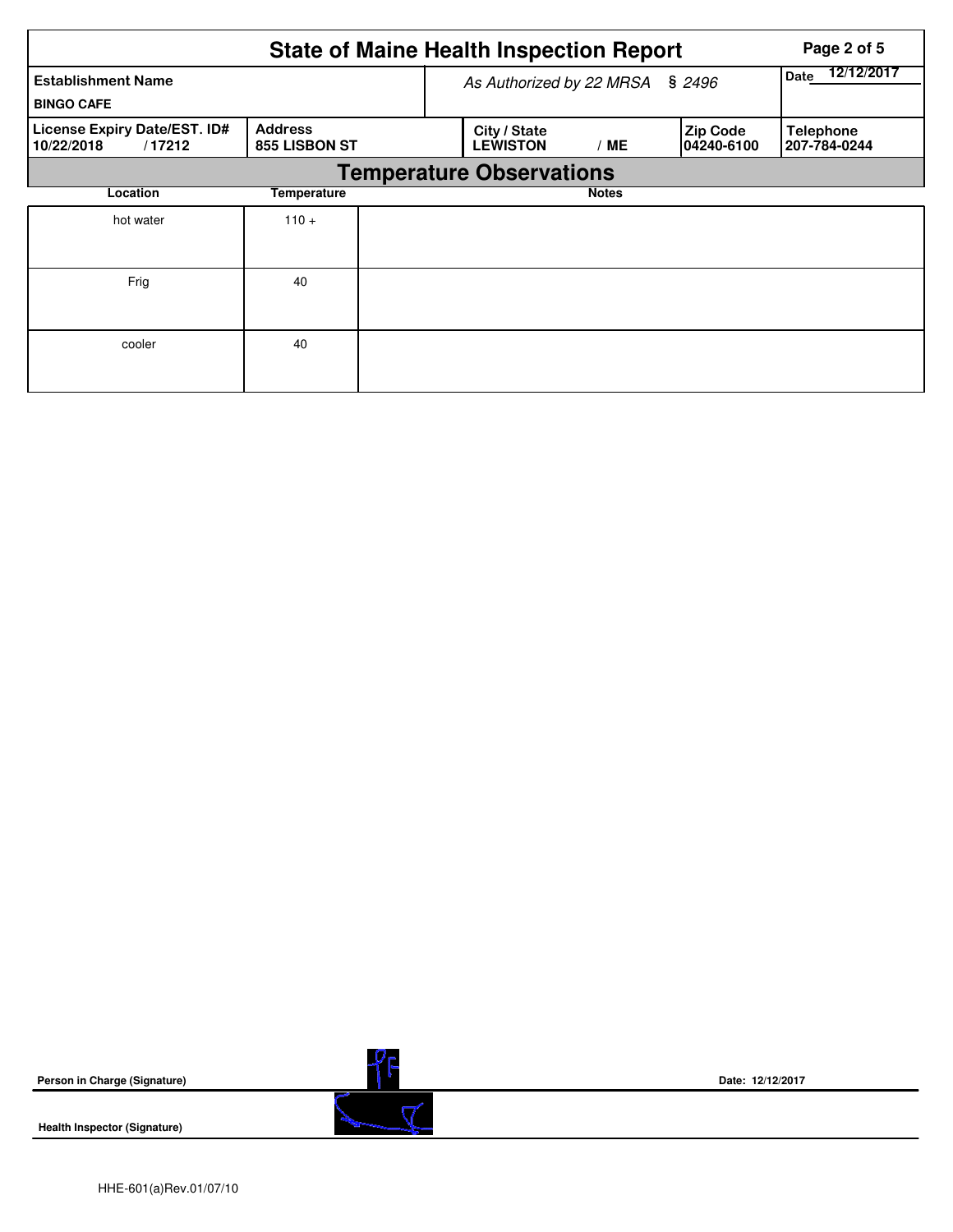# State of Maine Health Inspection Report

| Establishment Name | As Authorized by 22 MRSA § 2496 | Date 12/12/2017 |
|---|---|---|
| BINGO CAFE | | |

| License Expiry Date/EST. ID# | Address | City / State | Zip Code | Telephone |
|---|---|---|---|---|
| 10/22/2018 / 17212 | 855 LISBON ST | LEWISTON / ME | 04240-6100 | 207-784-0244 |

## Temperature Observations

| Location | Temperature | Notes |
|---|---|---|
| hot water | 110 + | |
| Frig | 40 | |
| cooler | 40 | |

**Person in Charge (Signature)** Date: 12/12/2017

**Health Inspector (Signature)**

HHE-601(a)Rev.01/07/10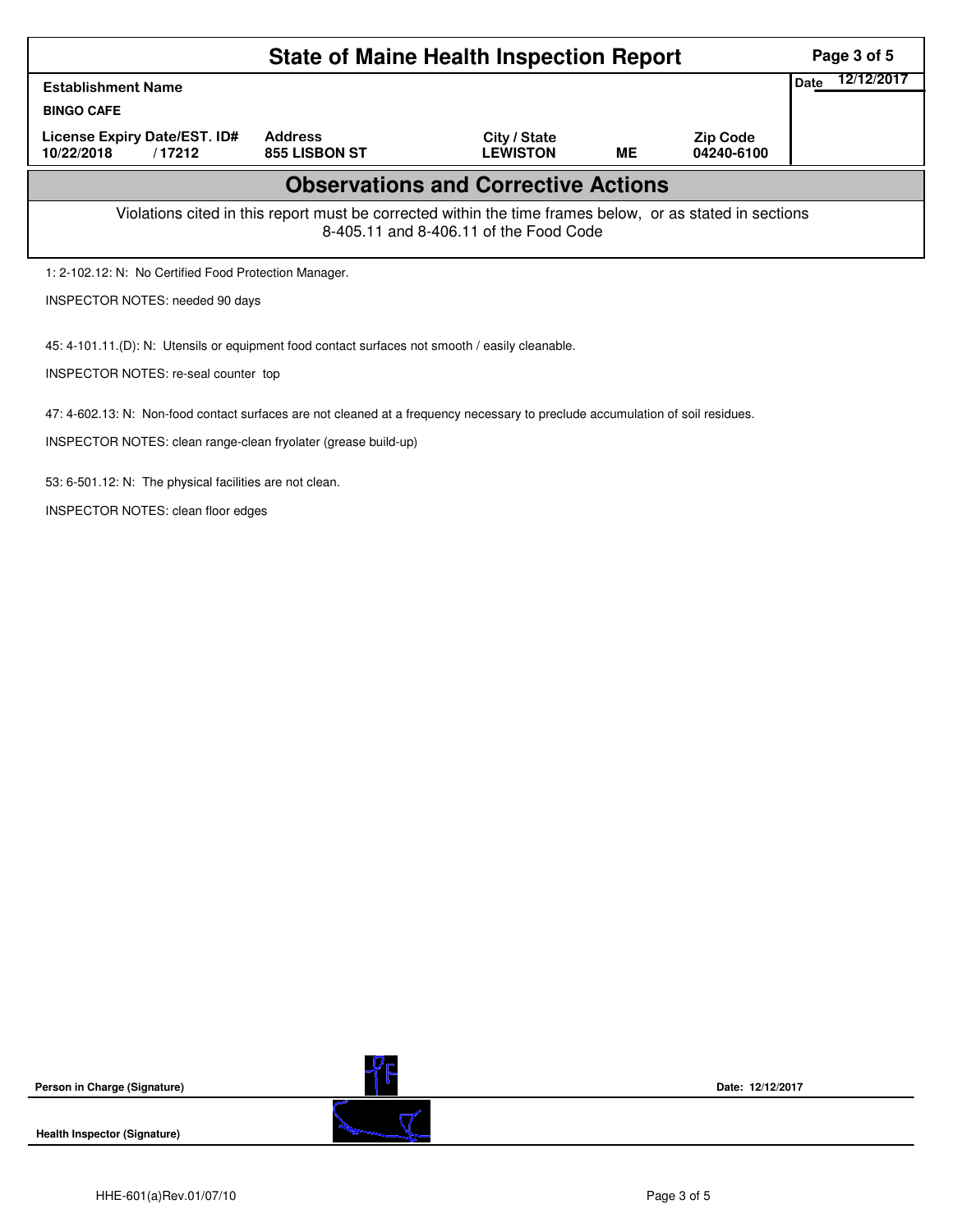# State of Maine Health Inspection Report

| Establishment Name | | | | | Date 12/12/2017 |
|---|---|---|---|---|---|
| BINGO CAFE | | | | | |
| License Expiry Date/EST. ID# | Address | City / State | | Zip Code | |
| 10/22/2018 / 17212 | 855 LISBON ST | LEWISTON | ME | 04240-6100 | |

## Observations and Corrective Actions

Violations cited in this report must be corrected within the time frames below, or as stated in sections 8-405.11 and 8-406.11 of the Food Code

1: 2-102.12: N: No Certified Food Protection Manager.

INSPECTOR NOTES: needed 90 days

45: 4-101.11.(D): N: Utensils or equipment food contact surfaces not smooth / easily cleanable.

INSPECTOR NOTES: re-seal counter top

47: 4-602.13: N: Non-food contact surfaces are not cleaned at a frequency necessary to preclude accumulation of soil residues.

INSPECTOR NOTES: clean range-clean fryolater (grease build-up)

53: 6-501.12: N: The physical facilities are not clean.

INSPECTOR NOTES: clean floor edges

Person in Charge (Signature) Date: 12/12/2017

Health Inspector (Signature)

HHE-601(a)Rev.01/07/10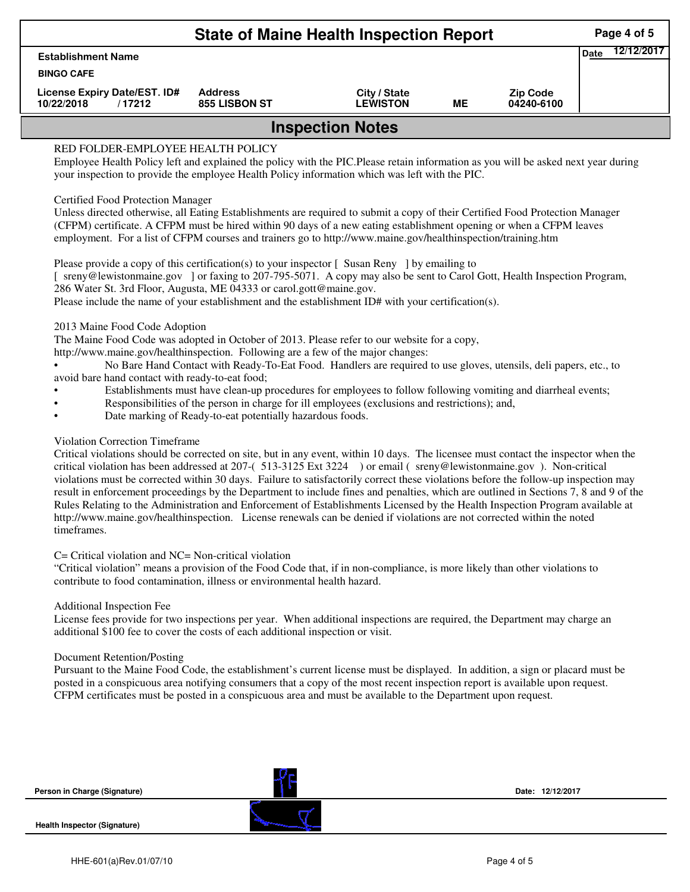# State of Maine Health Inspection Report

| Establishment Name | | | | | Date 12/12/2017 |
|---|---|---|---|---|---|
| BINGO CAFE | | | | | |
| License Expiry Date/EST. ID# | Address | City / State | | Zip Code | |
| 10/22/2018 / 17212 | 855 LISBON ST | LEWISTON | ME | 04240-6100 | |

## Inspection Notes

RED FOLDER-EMPLOYEE HEALTH POLICY
Employee Health Policy left and explained the policy with the PIC.Please retain information as you will be asked next year during your inspection to provide the employee Health Policy information which was left with the PIC.

Certified Food Protection Manager
Unless directed otherwise, all Eating Establishments are required to submit a copy of their Certified Food Protection Manager (CFPM) certificate. A CFPM must be hired within 90 days of a new eating establishment opening or when a CFPM leaves employment. For a list of CFPM courses and trainers go to http://www.maine.gov/healthinspection/training.htm

Please provide a copy of this certification(s) to your inspector [ Susan Reny ] by emailing to
[ sreny@lewistonmaine.gov ] or faxing to 207-795-5071. A copy may also be sent to Carol Gott, Health Inspection Program, 286 Water St. 3rd Floor, Augusta, ME 04333 or carol.gott@maine.gov.
Please include the name of your establishment and the establishment ID# with your certification(s).

2013 Maine Food Code Adoption
The Maine Food Code was adopted in October of 2013. Please refer to our website for a copy,
http://www.maine.gov/healthinspection. Following are a few of the major changes:

- No Bare Hand Contact with Ready-To-Eat Food. Handlers are required to use gloves, utensils, deli papers, etc., to avoid bare hand contact with ready-to-eat food;
- Establishments must have clean-up procedures for employees to follow following vomiting and diarrheal events;
- Responsibilities of the person in charge for ill employees (exclusions and restrictions); and,
- Date marking of Ready-to-eat potentially hazardous foods.

Violation Correction Timeframe
Critical violations should be corrected on site, but in any event, within 10 days. The licensee must contact the inspector when the critical violation has been addressed at 207-( 513-3125 Ext 3224 ) or email ( sreny@lewistonmaine.gov ). Non-critical violations must be corrected within 30 days. Failure to satisfactorily correct these violations before the follow-up inspection may result in enforcement proceedings by the Department to include fines and penalties, which are outlined in Sections 7, 8 and 9 of the Rules Relating to the Administration and Enforcement of Establishments Licensed by the Health Inspection Program available at http://www.maine.gov/healthinspection. License renewals can be denied if violations are not corrected within the noted timeframes.

C= Critical violation and NC= Non-critical violation
"Critical violation" means a provision of the Food Code that, if in non-compliance, is more likely than other violations to contribute to food contamination, illness or environmental health hazard.

Additional Inspection Fee
License fees provide for two inspections per year. When additional inspections are required, the Department may charge an additional $100 fee to cover the costs of each additional inspection or visit.

Document Retention/Posting
Pursuant to the Maine Food Code, the establishment's current license must be displayed. In addition, a sign or placard must be posted in a conspicuous area notifying consumers that a copy of the most recent inspection report is available upon request. CFPM certificates must be posted in a conspicuous area and must be available to the Department upon request.

Person in Charge (Signature) Date: 12/12/2017

Health Inspector (Signature)

HHE-601(a)Rev.01/07/10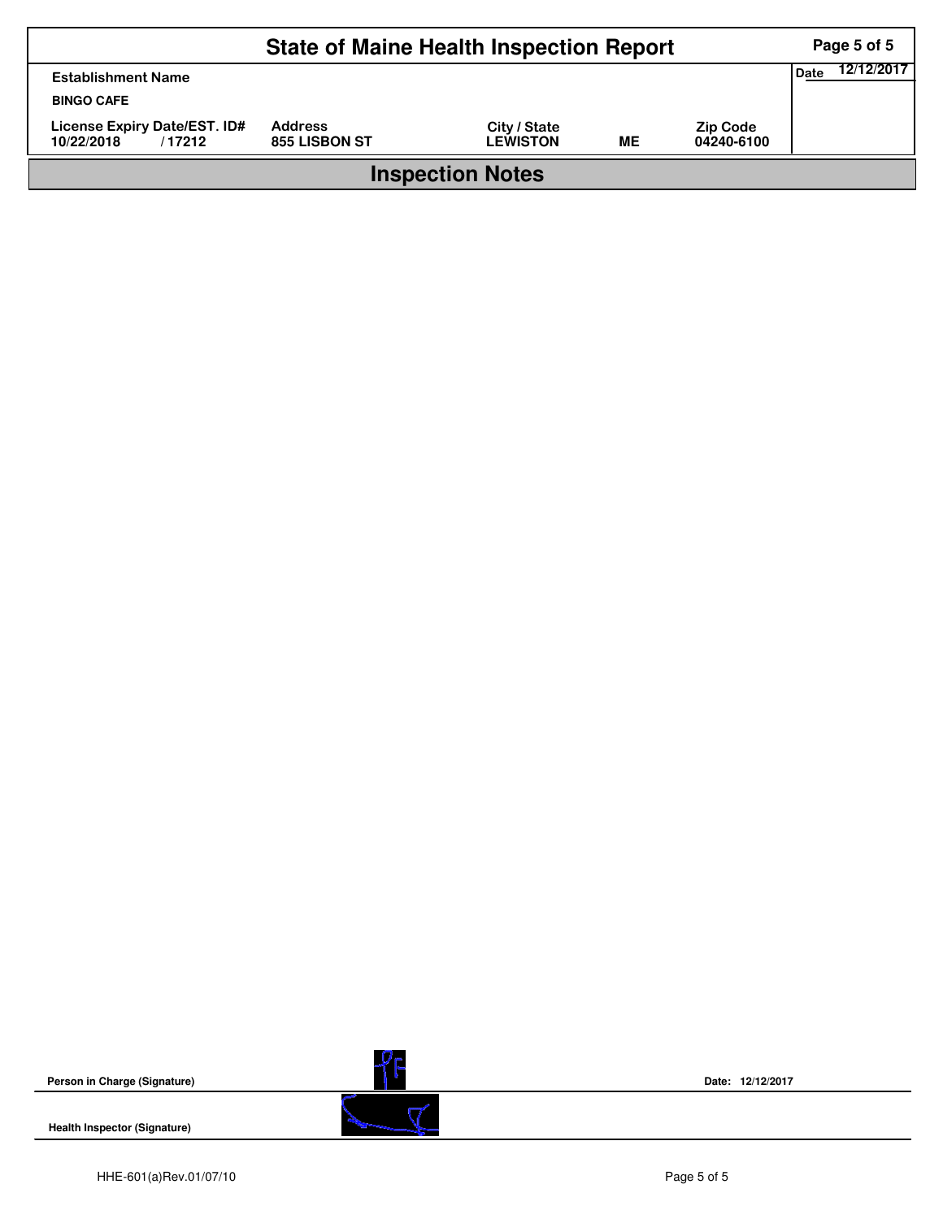# State of Maine Health Inspection Report

| Establishment Name | | | | | Date 12/12/2017 |
|---|---|---|---|---|---|
| BINGO CAFE | | | | | |
| License Expiry Date/EST. ID# | Address | City / State | | Zip Code | |
| 10/22/2018 / 17212 | 855 LISBON ST | LEWISTON | ME | 04240-6100 | |

## Inspection Notes

Person in Charge (Signature)

Date: 12/12/2017

Health Inspector (Signature)

HHE-601(a)Rev.01/07/10